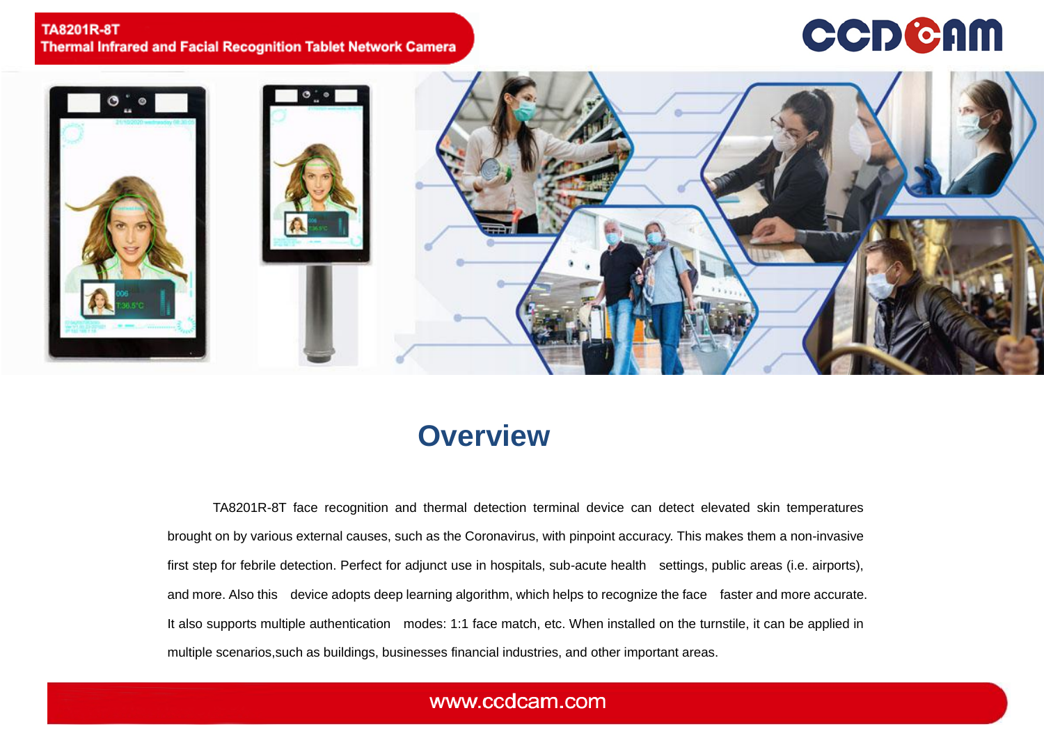**TA8201R-8T**
**Thermal Infrared and Facial Recognition Tablet Network Camera**

# Overview

TA8201R-8T face recognition and thermal detection terminal device can detect elevated skin temperatures brought on by various external causes, such as the Coronavirus, with pinpoint accuracy. This makes them a non-invasive first step for febrile detection. Perfect for adjunct use in hospitals, sub-acute health settings, public areas (i.e. airports), and more. Also this device adopts deep learning algorithm, which helps to recognize the face faster and more accurate. It also supports multiple authentication modes: 1:1 face match, etc. When installed on the turnstile, it can be applied in multiple scenarios,such as buildings, businesses financial industries, and other important areas.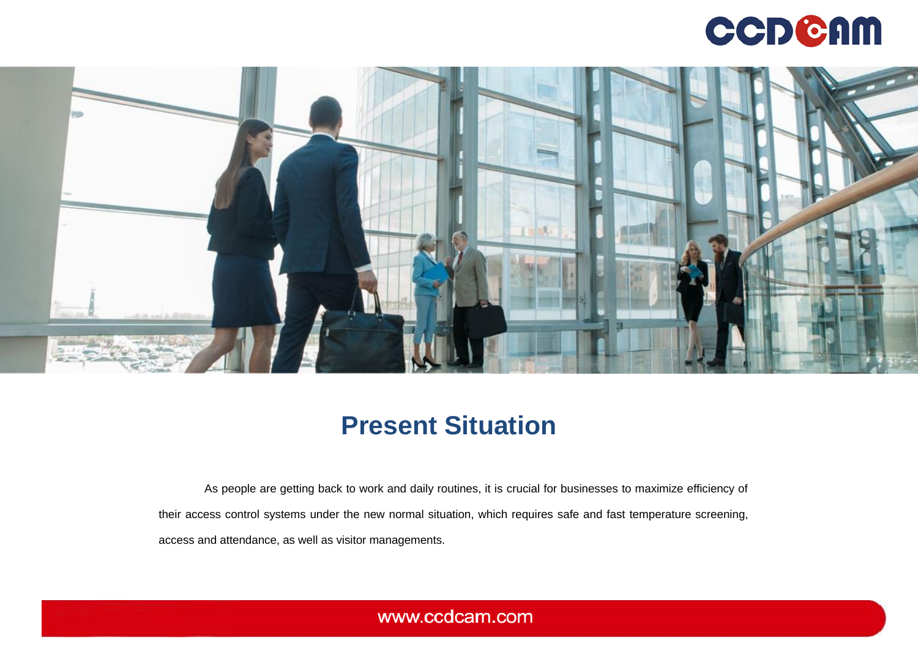# Present Situation

As people are getting back to work and daily routines, it is crucial for businesses to maximize efficiency of their access control systems under the new normal situation, which requires safe and fast temperature screening, access and attendance, as well as visitor managements.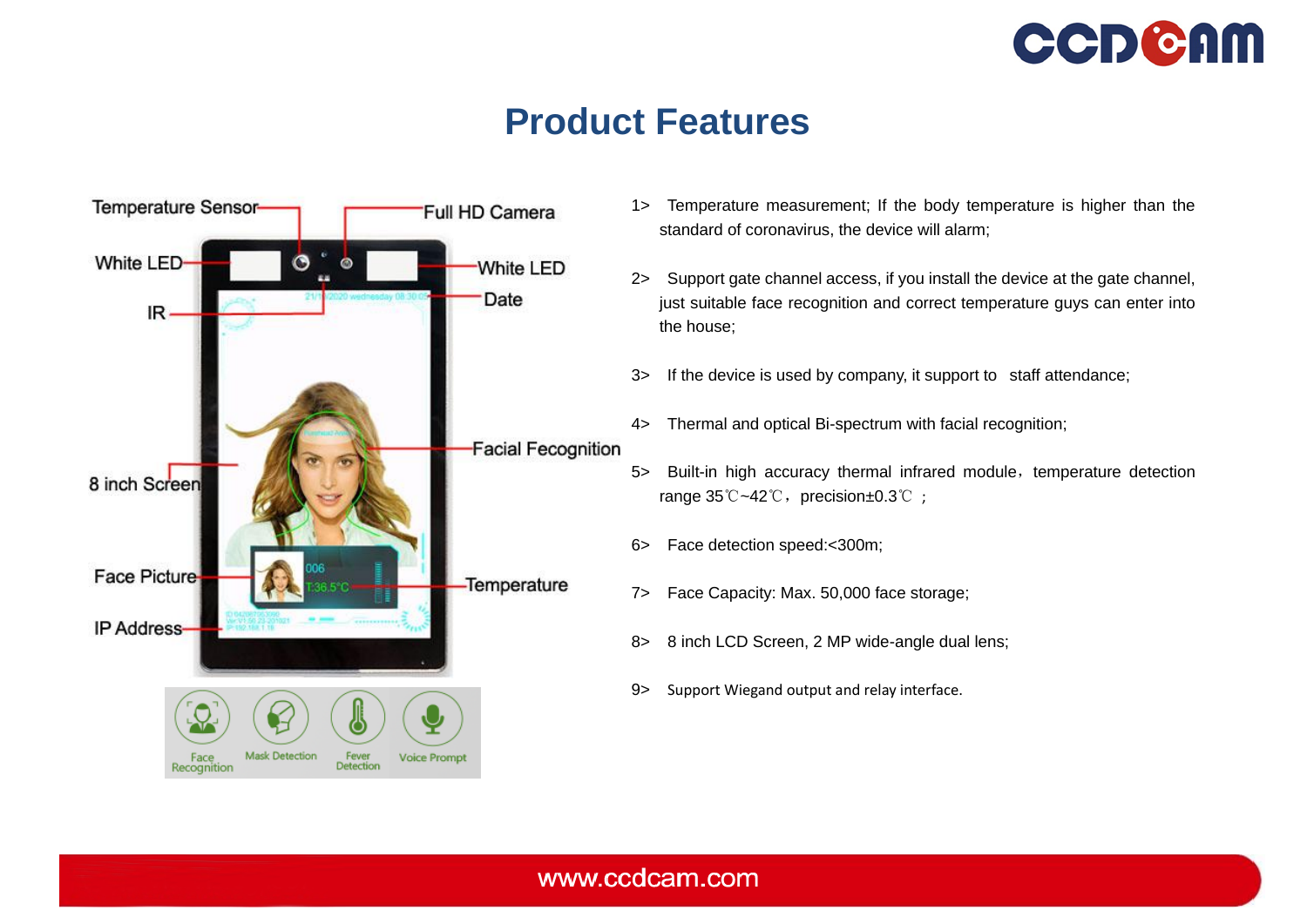# Product Features

Temperature Sensor

Full HD Camera

White LED

White LED

Date

IR

Facial Fecognition

8 inch Screen

Face Picture

Temperature

IP Address

Face Recognition

Mask Detection

Fever Detection

Voice Prompt

1> Temperature measurement; If the body temperature is higher than the standard of coronavirus, the device will alarm;

2> Support gate channel access, if you install the device at the gate channel, just suitable face recognition and correct temperature guys can enter into the house;

3> If the device is used by company, it support to staff attendance;

4> Thermal and optical Bi-spectrum with facial recognition;

5> Built-in high accuracy thermal infrared module，temperature detection range 35℃~42℃，precision±0.3℃ ;

6> Face detection speed:<300m;

7> Face Capacity: Max. 50,000 face storage;

8> 8 inch LCD Screen, 2 MP wide-angle dual lens;

9> Support Wiegand output and relay interface.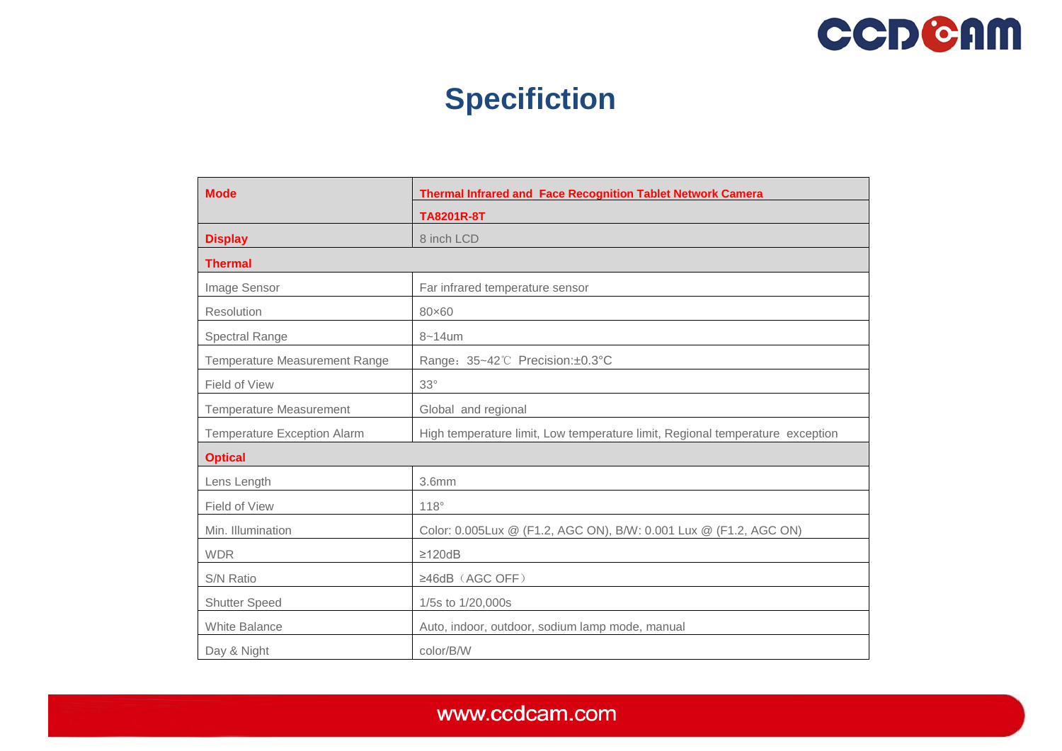# Specifiction

| Mode | Thermal Infrared and Face Recognition Tablet Network Camera |
|---|---|
| | TA8201R-8T |
| Display | 8 inch LCD |
| **Thermal** | |
| Image Sensor | Far infrared temperature sensor |
| Resolution | 80×60 |
| Spectral Range | 8~14um |
| Temperature Measurement Range | Range：35~42℃ Precision:±0.3°C |
| Field of View | 33° |
| Temperature Measurement | Global and regional |
| Temperature Exception Alarm | High temperature limit, Low temperature limit, Regional temperature exception |
| **Optical** | |
| Lens Length | 3.6mm |
| Field of View | 118° |
| Min. Illumination | Color: 0.005Lux @ (F1.2, AGC ON), B/W: 0.001 Lux @ (F1.2, AGC ON) |
| WDR | ≥120dB |
| S/N Ratio | ≥46dB（AGC OFF） |
| Shutter Speed | 1/5s to 1/20,000s |
| White Balance | Auto, indoor, outdoor, sodium lamp mode, manual |
| Day & Night | color/B/W |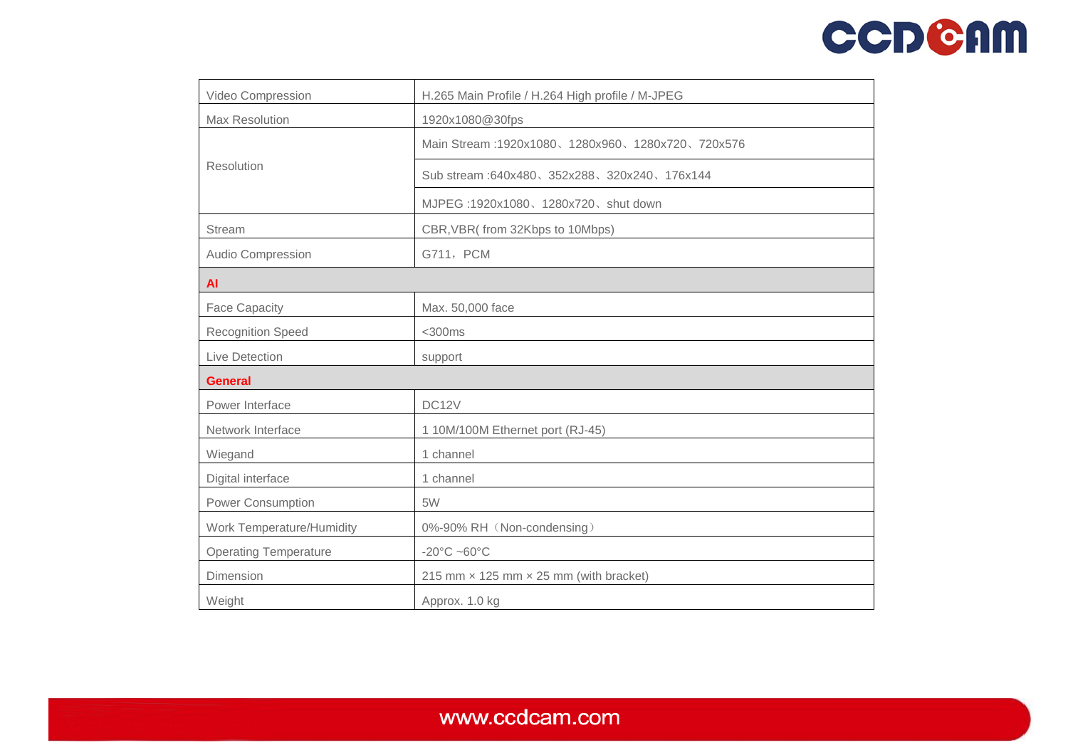| Video Compression | H.265 Main Profile / H.264 High profile / M-JPEG |
|---|---|
| Max Resolution | 1920x1080@30fps |
| Resolution | Main Stream :1920x1080、1280x960、1280x720、720x576 |
| | Sub stream :640x480、352x288、320x240、176x144 |
| | MJPEG :1920x1080、1280x720、shut down |
| Stream | CBR,VBR( from 32Kbps to 10Mbps) |
| Audio Compression | G711，PCM |
| **AI** | |
| Face Capacity | Max. 50,000 face |
| Recognition Speed | <300ms |
| Live Detection | support |
| **General** | |
| Power Interface | DC12V |
| Network Interface | 1 10M/100M Ethernet port (RJ-45) |
| Wiegand | 1 channel |
| Digital interface | 1 channel |
| Power Consumption | 5W |
| Work Temperature/Humidity | 0%-90% RH（Non-condensing） |
| Operating Temperature | -20°C ~60°C |
| Dimension | 215 mm × 125 mm × 25 mm (with bracket) |
| Weight | Approx. 1.0 kg |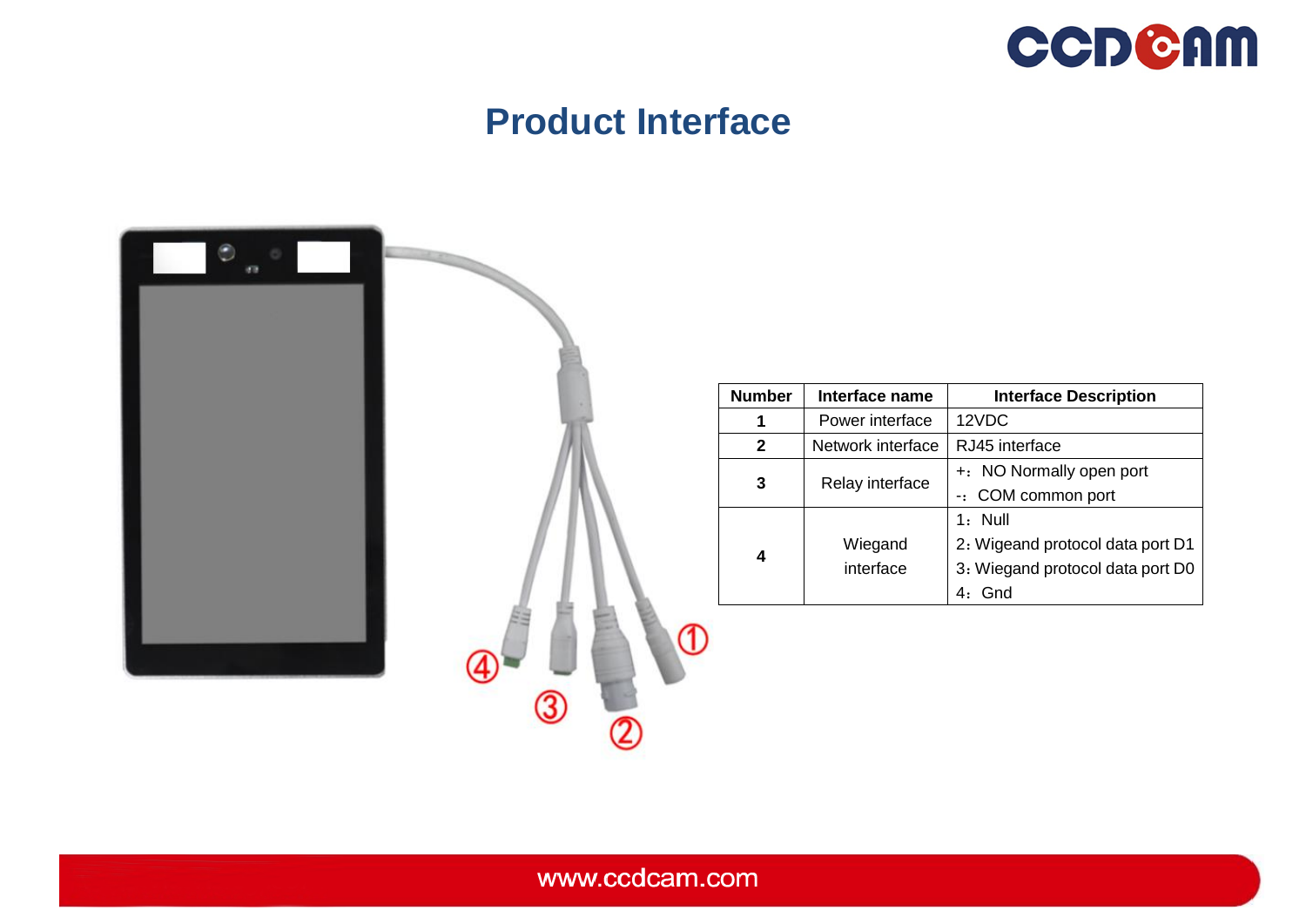# Product Interface

| Number | Interface name | Interface Description |
|---|---|---|
| 1 | Power interface | 12VDC |
| 2 | Network interface | RJ45 interface |
| 3 | Relay interface | +：NO Normally open port<br>-：COM common port |
| 4 | Wiegand interface | 1：Null<br>2：Wigeand protocol data port D1<br>3：Wiegand protocol data port D0<br>4：Gnd |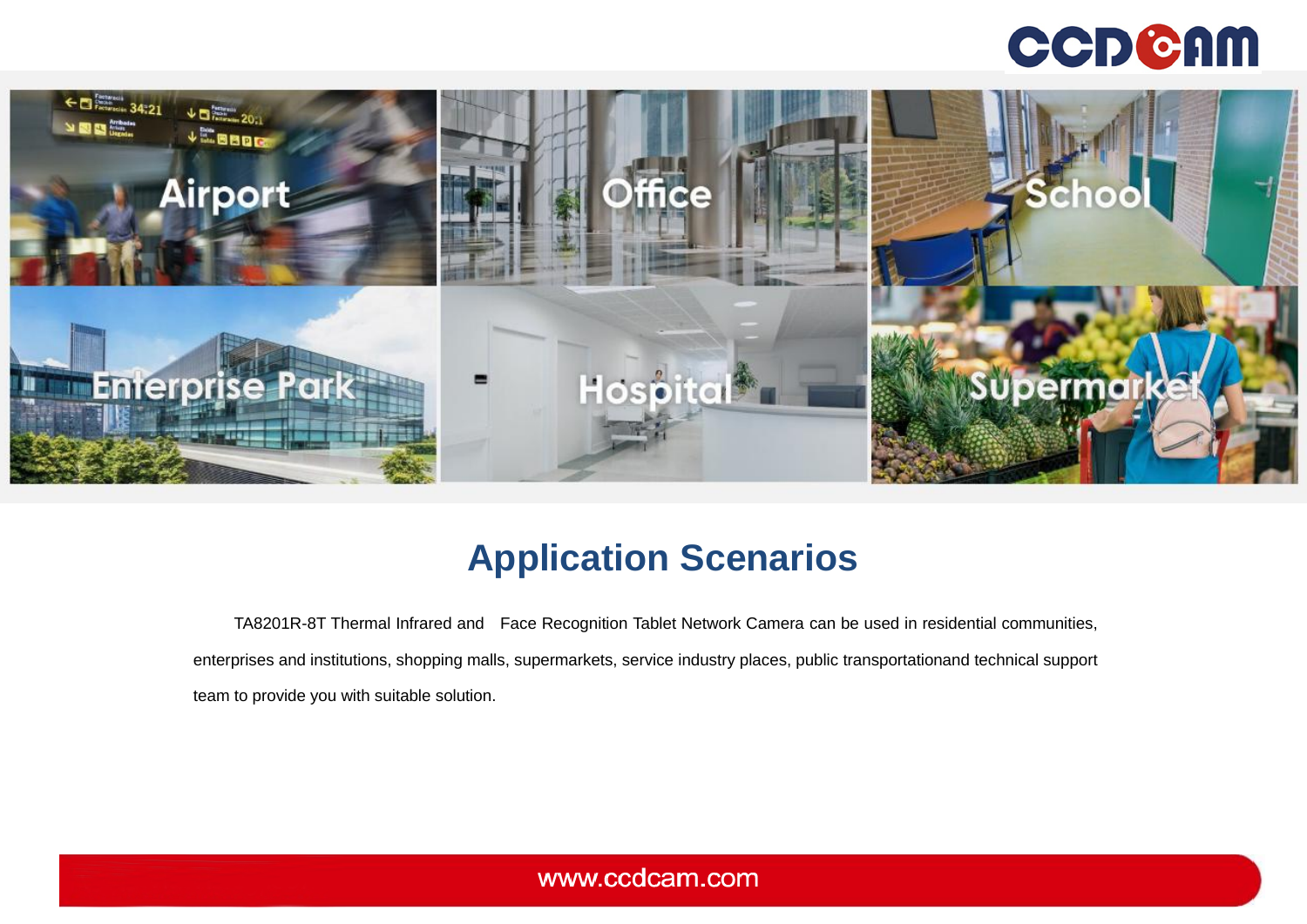# Application Scenarios

TA8201R-8T Thermal Infrared and Face Recognition Tablet Network Camera can be used in residential communities, enterprises and institutions, shopping malls, supermarkets, service industry places, public transportationand technical support team to provide you with suitable solution.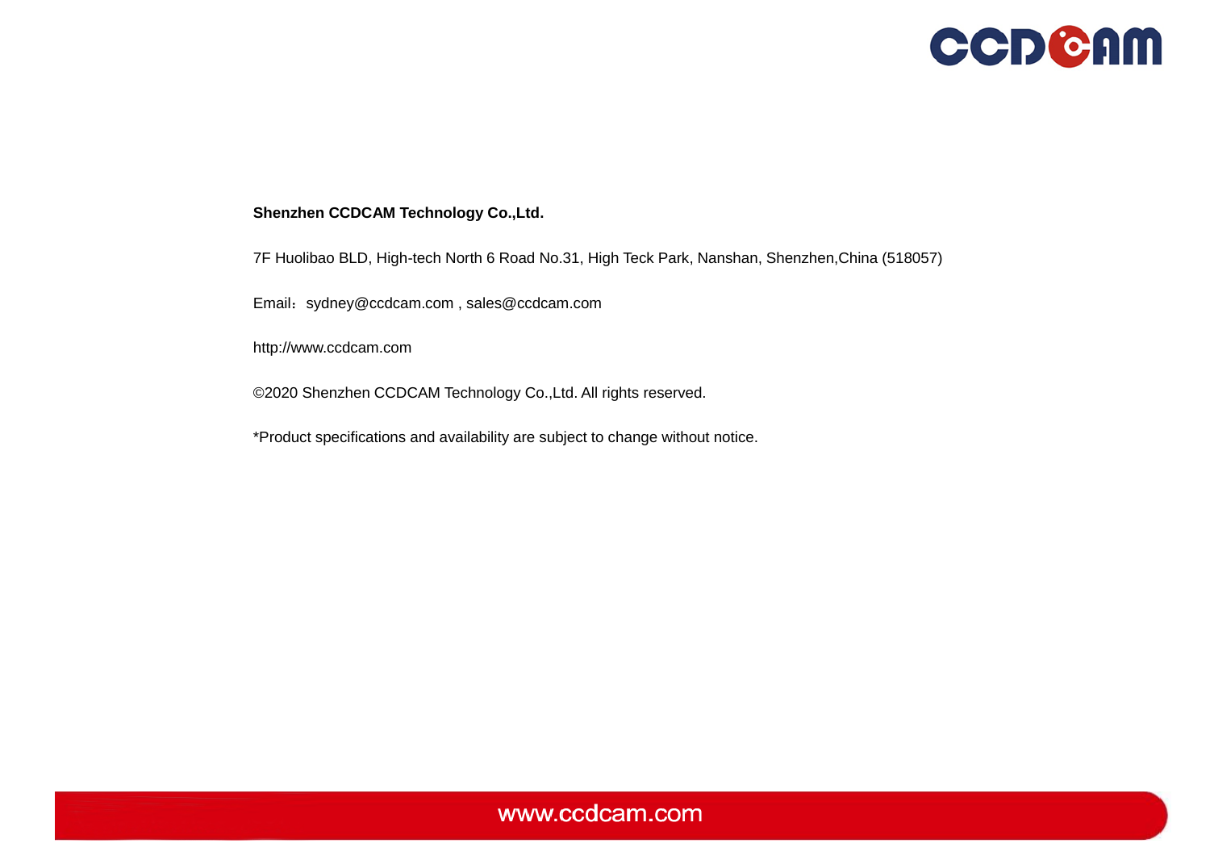**Shenzhen CCDCAM Technology Co.,Ltd.**

7F Huolibao BLD, High-tech North 6 Road No.31, High Teck Park, Nanshan, Shenzhen,China (518057)

Email：sydney@ccdcam.com , sales@ccdcam.com

http://www.ccdcam.com

©2020 Shenzhen CCDCAM Technology Co.,Ltd. All rights reserved.

*Product specifications and availability are subject to change without notice.